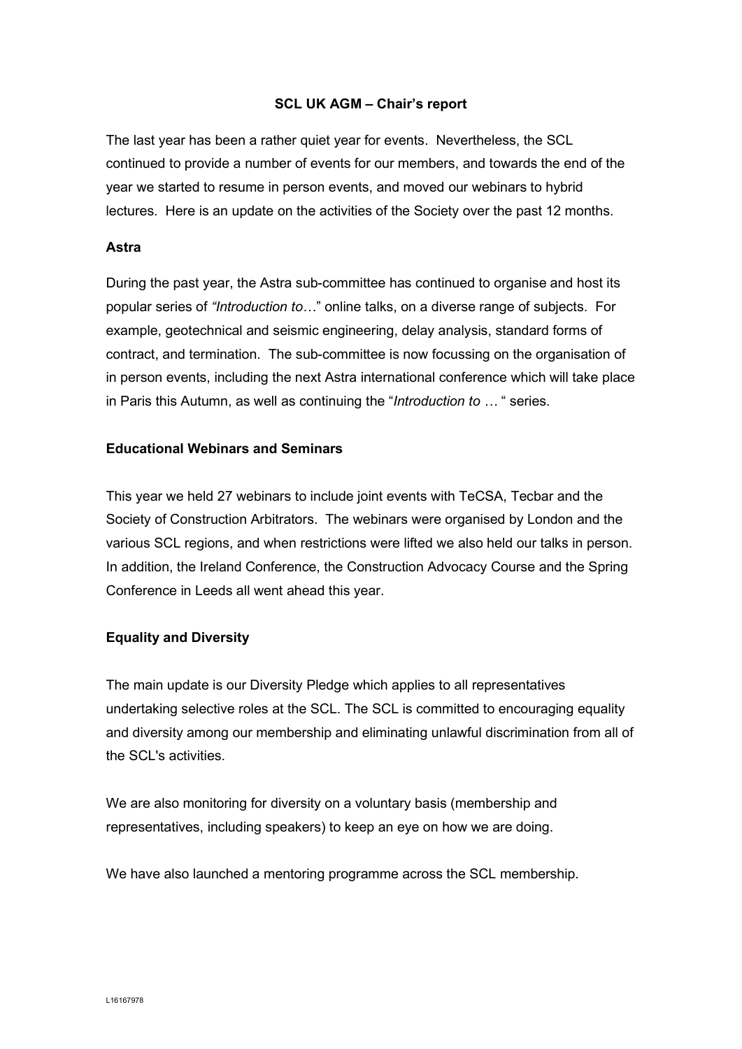# SCL UK AGM – Chair's report

The last year has been a rather quiet year for events. Nevertheless, the SCL continued to provide a number of events for our members, and towards the end of the year we started to resume in person events, and moved our webinars to hybrid lectures. Here is an update on the activities of the Society over the past 12 months.

## Astra

During the past year, the Astra sub-committee has continued to organise and host its popular series of *"Introduction to…"* online talks, on a diverse range of subjects. For example, geotechnical and seismic engineering, delay analysis, standard forms of contract, and termination. The sub-committee is now focussing on the organisation of in person events, including the next Astra international conference which will take place in Paris this Autumn, as well as continuing the "*Introduction to …* " series.

## Educational Webinars and Seminars

This year we held 27 webinars to include joint events with TeCSA, Tecbar and the Society of Construction Arbitrators. The webinars were organised by London and the various SCL regions, and when restrictions were lifted we also held our talks in person. In addition, the Ireland Conference, the Construction Advocacy Course and the Spring Conference in Leeds all went ahead this year.

## Equality and Diversity

The main update is our Diversity Pledge which applies to all representatives undertaking selective roles at the SCL. The SCL is committed to encouraging equality and diversity among our membership and eliminating unlawful discrimination from all of the SCL's activities.

We are also monitoring for diversity on a voluntary basis (membership and representatives, including speakers) to keep an eye on how we are doing.

We have also launched a mentoring programme across the SCL membership.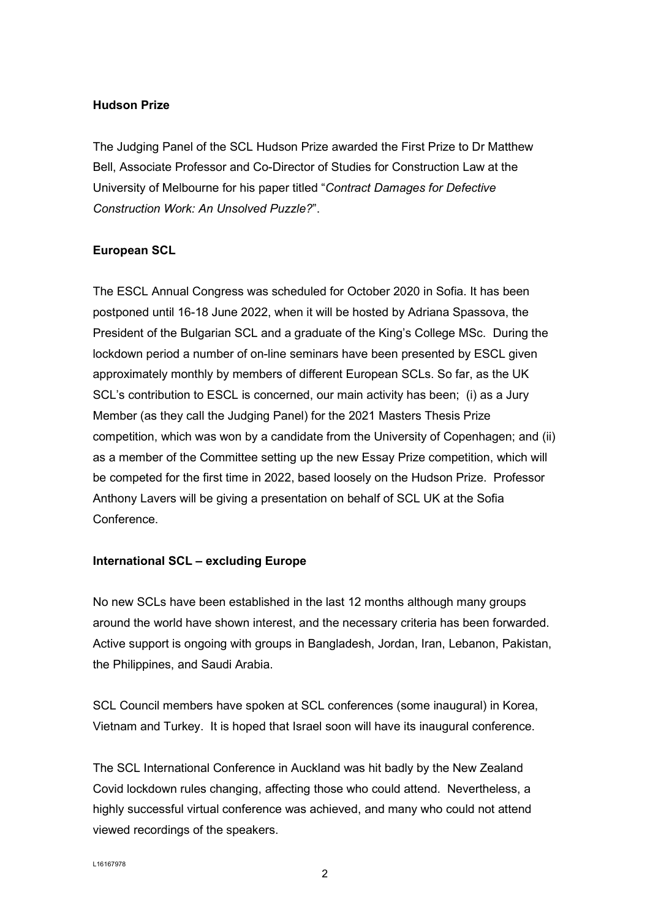**Hudson Prize**

The Judging Panel of the SCL Hudson Prize awarded the First Prize to Dr Matthew Bell, Associate Professor and Co-Director of Studies for Construction Law at the University of Melbourne for his paper titled "*Contract Damages for Defective Construction Work: An Unsolved Puzzle?*".

**European SCL**

The ESCL Annual Congress was scheduled for October 2020 in Sofia. It has been postponed until 16-18 June 2022, when it will be hosted by Adriana Spassova, the President of the Bulgarian SCL and a graduate of the King's College MSc. During the lockdown period a number of on-line seminars have been presented by ESCL given approximately monthly by members of different European SCLs. So far, as the UK SCL's contribution to ESCL is concerned, our main activity has been; (i) as a Jury Member (as they call the Judging Panel) for the 2021 Masters Thesis Prize competition, which was won by a candidate from the University of Copenhagen; and (ii) as a member of the Committee setting up the new Essay Prize competition, which will be competed for the first time in 2022, based loosely on the Hudson Prize. Professor Anthony Lavers will be giving a presentation on behalf of SCL UK at the Sofia Conference.

**International SCL – excluding Europe**

No new SCLs have been established in the last 12 months although many groups around the world have shown interest, and the necessary criteria has been forwarded. Active support is ongoing with groups in Bangladesh, Jordan, Iran, Lebanon, Pakistan, the Philippines, and Saudi Arabia.

SCL Council members have spoken at SCL conferences (some inaugural) in Korea, Vietnam and Turkey. It is hoped that Israel soon will have its inaugural conference.

The SCL International Conference in Auckland was hit badly by the New Zealand Covid lockdown rules changing, affecting those who could attend. Nevertheless, a highly successful virtual conference was achieved, and many who could not attend viewed recordings of the speakers.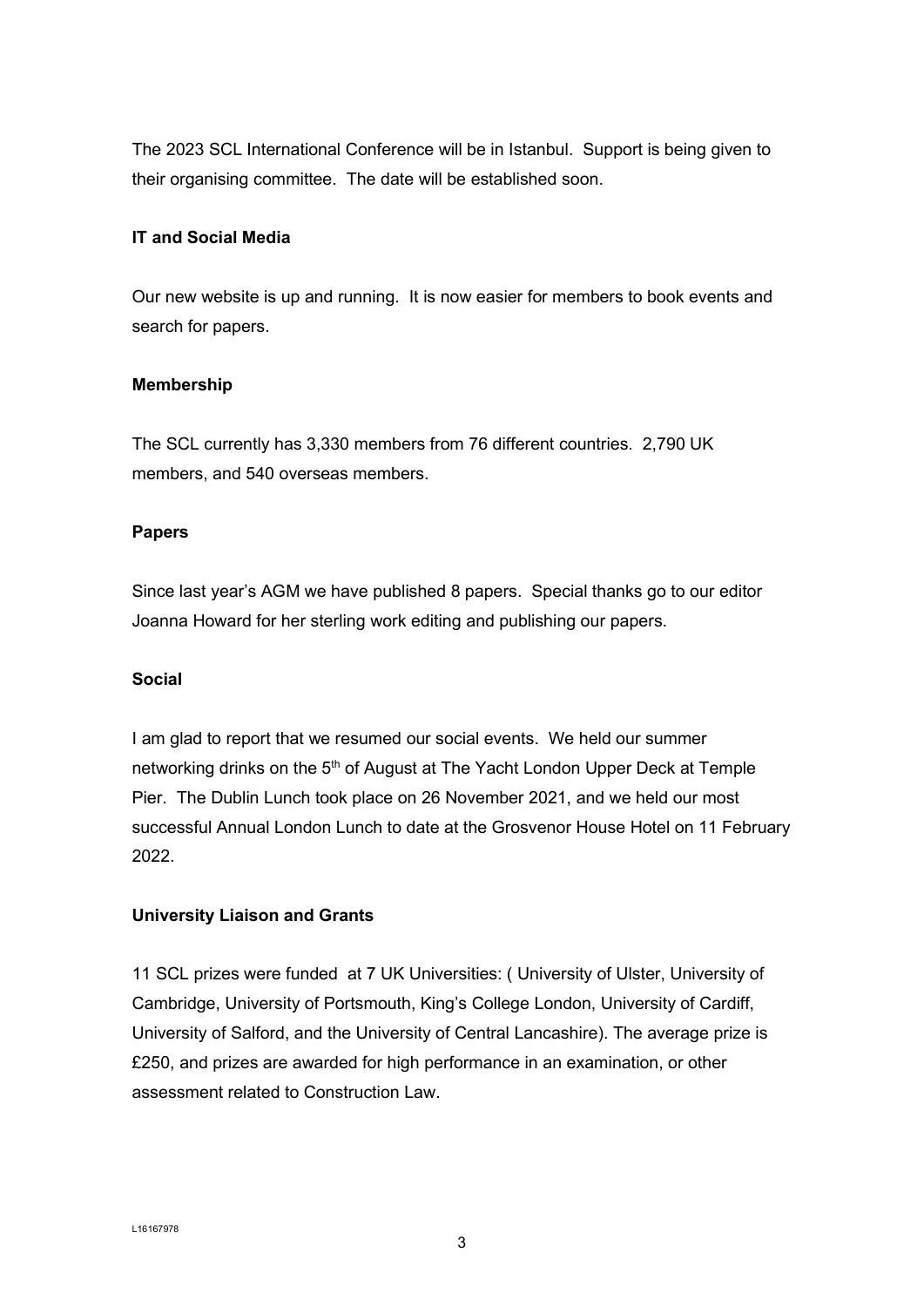The 2023 SCL International Conference will be in Istanbul. Support is being given to their organising committee. The date will be established soon.

**IT and Social Media**

Our new website is up and running. It is now easier for members to book events and search for papers.

**Membership**

The SCL currently has 3,330 members from 76 different countries. 2,790 UK members, and 540 overseas members.

**Papers**

Since last year's AGM we have published 8 papers. Special thanks go to our editor Joanna Howard for her sterling work editing and publishing our papers.

**Social**

I am glad to report that we resumed our social events. We held our summer networking drinks on the 5th of August at The Yacht London Upper Deck at Temple Pier. The Dublin Lunch took place on 26 November 2021, and we held our most successful Annual London Lunch to date at the Grosvenor House Hotel on 11 February 2022.

**University Liaison and Grants**

11 SCL prizes were funded at 7 UK Universities: ( University of Ulster, University of Cambridge, University of Portsmouth, King's College London, University of Cardiff, University of Salford, and the University of Central Lancashire). The average prize is £250, and prizes are awarded for high performance in an examination, or other assessment related to Construction Law.

L16167978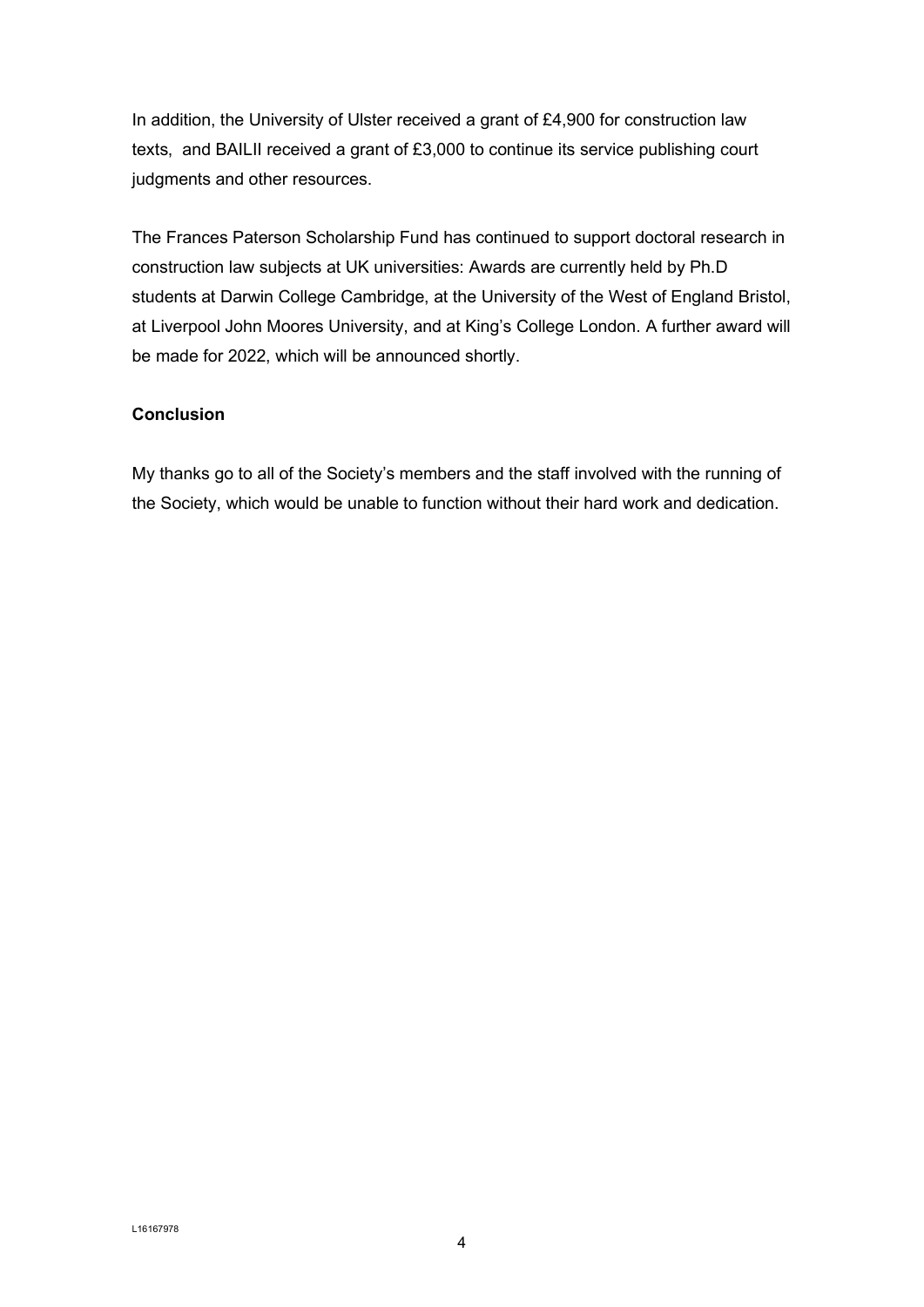In addition, the University of Ulster received a grant of £4,900 for construction law texts, and BAILII received a grant of £3,000 to continue its service publishing court judgments and other resources.

The Frances Paterson Scholarship Fund has continued to support doctoral research in construction law subjects at UK universities: Awards are currently held by Ph.D students at Darwin College Cambridge, at the University of the West of England Bristol, at Liverpool John Moores University, and at King's College London. A further award will be made for 2022, which will be announced shortly.

**Conclusion**

My thanks go to all of the Society's members and the staff involved with the running of the Society, which would be unable to function without their hard work and dedication.

L16167978